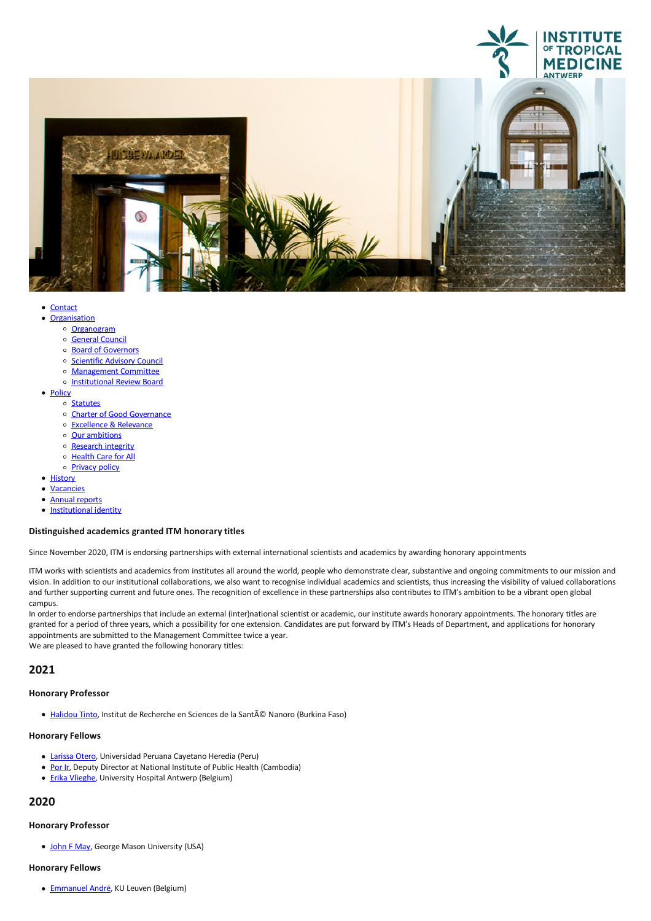- Contact
- Organisation
  - Organogram
  - General Council
  - Board of Governors
  - Scientific Advisory Council
  - Management Committee
  - Institutional Review Board
- Policy
  - Statutes
  - Charter of Good Governance
  - Excellence & Relevance
  - Our ambitions
  - Research integrity
  - Health Care for All
  - Privacy policy
- History
- Vacancies
- Annual reports
- Institutional identity

**Distinguished academics granted ITM honorary titles**

Since November 2020, ITM is endorsing partnerships with external international scientists and academics by awarding honorary appointments

ITM works with scientists and academics from institutes all around the world, people who demonstrate clear, substantive and ongoing commitments to our mission and vision. In addition to our institutional collaborations, we also want to recognise individual academics and scientists, thus increasing the visibility of valued collaborations and further supporting current and future ones. The recognition of excellence in these partnerships also contributes to ITM's ambition to be a vibrant open global campus.
In order to endorse partnerships that include an external (inter)national scientist or academic, our institute awards honorary appointments. The honorary titles are granted for a period of three years, which a possibility for one extension. Candidates are put forward by ITM's Heads of Department, and applications for honorary appointments are submitted to the Management Committee twice a year.
We are pleased to have granted the following honorary titles:

## 2021

### Honorary Professor

- Halidou Tinto, Institut de Recherche en Sciences de la SantÃ© Nanoro (Burkina Faso)

### Honorary Fellows

- Larissa Otero, Universidad Peruana Cayetano Heredia (Peru)
- Por Ir, Deputy Director at National Institute of Public Health (Cambodia)
- Erika Vlieghe, University Hospital Antwerp (Belgium)

## 2020

### Honorary Professor

- John F May, George Mason University (USA)

### Honorary Fellows

- Emmanuel André, KU Leuven (Belgium)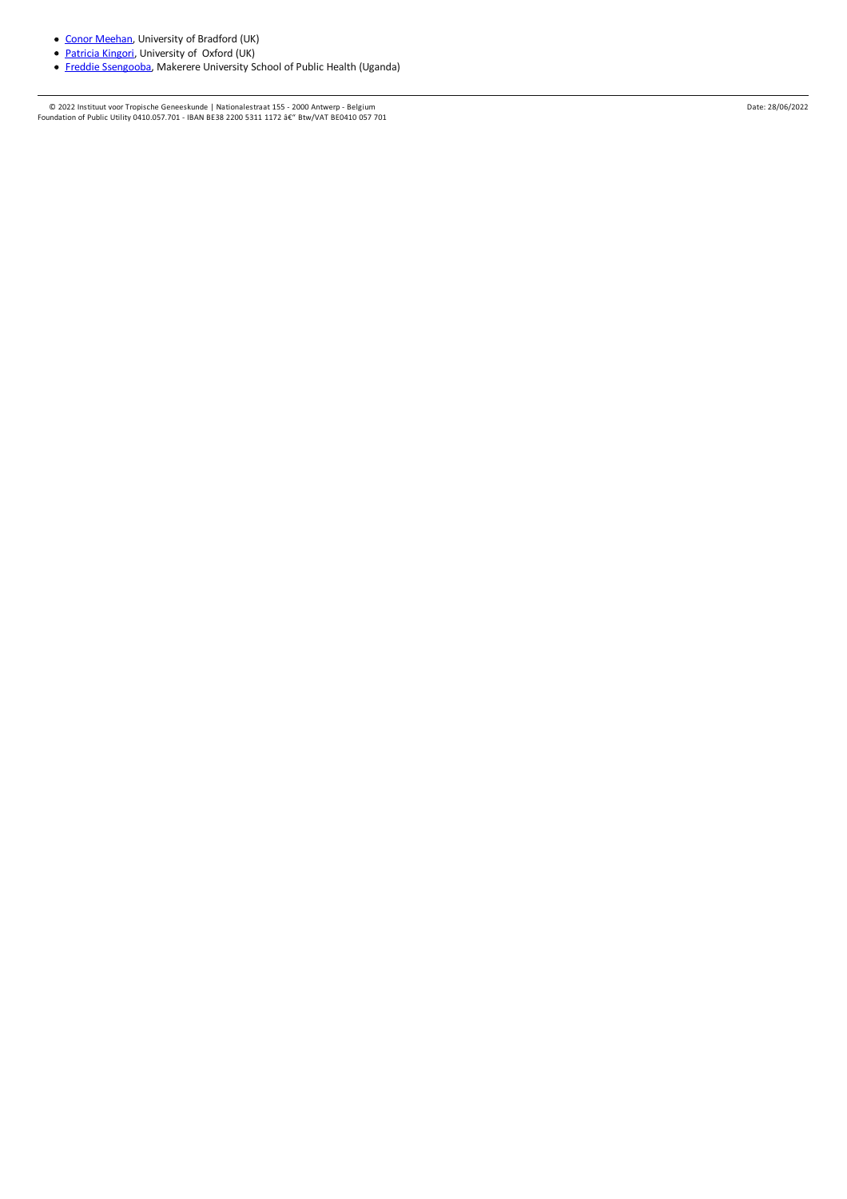- Conor Meehan, University of Bradford (UK)
- Patricia Kingori, University of Oxford (UK)
- Freddie Ssengooba, Makerere University School of Public Health (Uganda)